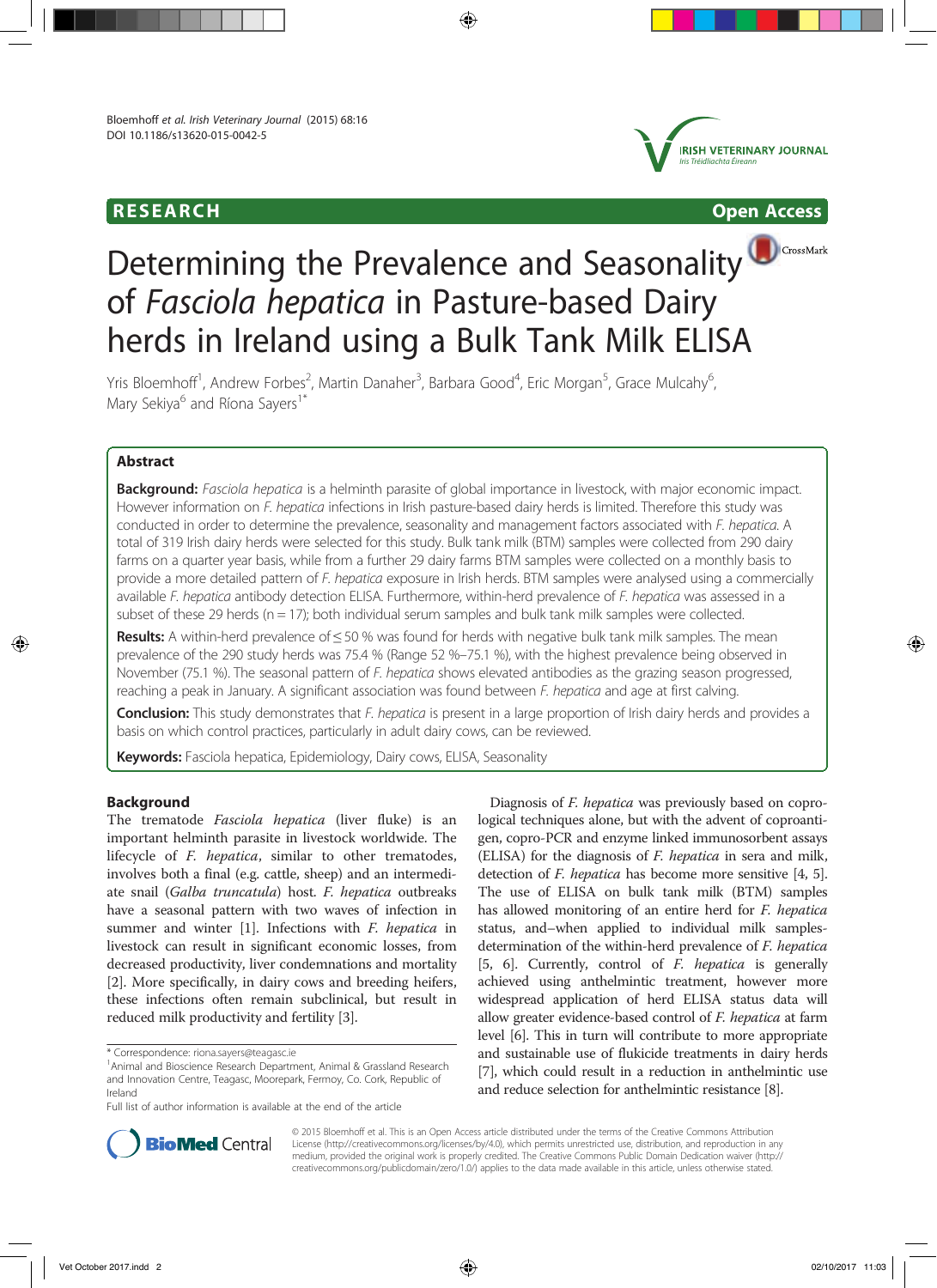RESEARCH Open Access

# Determining the Prevalence and Seasonality of *Fasciola hepatica* in Pasture-based Dairy herds in Ireland using a Bulk Tank Milk ELISA

Yris Bloemhoff[1], Andrew Forbes[2], Martin Danaher[3], Barbara Good[4], Eric Morgan[5], Grace Mulcahy[6], Mary Sekiya[6] and Ríona Sayers[1*]

## Abstract

**Background:** *Fasciola hepatica* is a helminth parasite of global importance in livestock, with major economic impact. However information on *F. hepatica* infections in Irish pasture-based dairy herds is limited. Therefore this study was conducted in order to determine the prevalence, seasonality and management factors associated with *F. hepatica*. A total of 319 Irish dairy herds were selected for this study. Bulk tank milk (BTM) samples were collected from 290 dairy farms on a quarter year basis, while from a further 29 dairy farms BTM samples were collected on a monthly basis to provide a more detailed pattern of *F. hepatica* exposure in Irish herds. BTM samples were analysed using a commercially available *F. hepatica* antibody detection ELISA. Furthermore, within-herd prevalence of *F. hepatica* was assessed in a subset of these 29 herds (n = 17); both individual serum samples and bulk tank milk samples were collected.

**Results:** A within-herd prevalence of ≤ 50 % was found for herds with negative bulk tank milk samples. The mean prevalence of the 290 study herds was 75.4 % (Range 52 %–75.1 %), with the highest prevalence being observed in November (75.1 %). The seasonal pattern of *F. hepatica* shows elevated antibodies as the grazing season progressed, reaching a peak in January. A significant association was found between *F. hepatica* and age at first calving.

**Conclusion:** This study demonstrates that *F. hepatica* is present in a large proportion of Irish dairy herds and provides a basis on which control practices, particularly in adult dairy cows, can be reviewed.

**Keywords:** Fasciola hepatica, Epidemiology, Dairy cows, ELISA, Seasonality

## Background

The trematode *Fasciola hepatica* (liver fluke) is an important helminth parasite in livestock worldwide. The lifecycle of *F. hepatica*, similar to other trematodes, involves both a final (e.g. cattle, sheep) and an intermediate snail (*Galba truncatula*) host. *F. hepatica* outbreaks have a seasonal pattern with two waves of infection in summer and winter [1]. Infections with *F. hepatica* in livestock can result in significant economic losses, from decreased productivity, liver condemnations and mortality [2]. More specifically, in dairy cows and breeding heifers, these infections often remain subclinical, but result in reduced milk productivity and fertility [3].

Diagnosis of *F. hepatica* was previously based on coprological techniques alone, but with the advent of coproantigen, copro-PCR and enzyme linked immunosorbent assays (ELISA) for the diagnosis of *F. hepatica* in sera and milk, detection of *F. hepatica* has become more sensitive [4, 5]. The use of ELISA on bulk tank milk (BTM) samples has allowed monitoring of an entire herd for *F. hepatica* status, and–when applied to individual milk samples-determination of the within-herd prevalence of *F. hepatica* [5, 6]. Currently, control of *F. hepatica* is generally achieved using anthelmintic treatment, however more widespread application of herd ELISA status data will allow greater evidence-based control of *F. hepatica* at farm level [6]. This in turn will contribute to more appropriate and sustainable use of flukicide treatments in dairy herds [7], which could result in a reduction in anthelmintic use and reduce selection for anthelmintic resistance [8].

\* Correspondence: riona.sayers@teagasc.ie

[1]Animal and Bioscience Research Department, Animal & Grassland Research and Innovation Centre, Teagasc, Moorepark, Fermoy, Co. Cork, Republic of Ireland

Full list of author information is available at the end of the article

© 2015 Bloemhoff et al. This is an Open Access article distributed under the terms of the Creative Commons Attribution License (http://creativecommons.org/licenses/by/4.0), which permits unrestricted use, distribution, and reproduction in any medium, provided the original work is properly credited. The Creative Commons Public Domain Dedication waiver (http://creativecommons.org/publicdomain/zero/1.0/) applies to the data made available in this article, unless otherwise stated.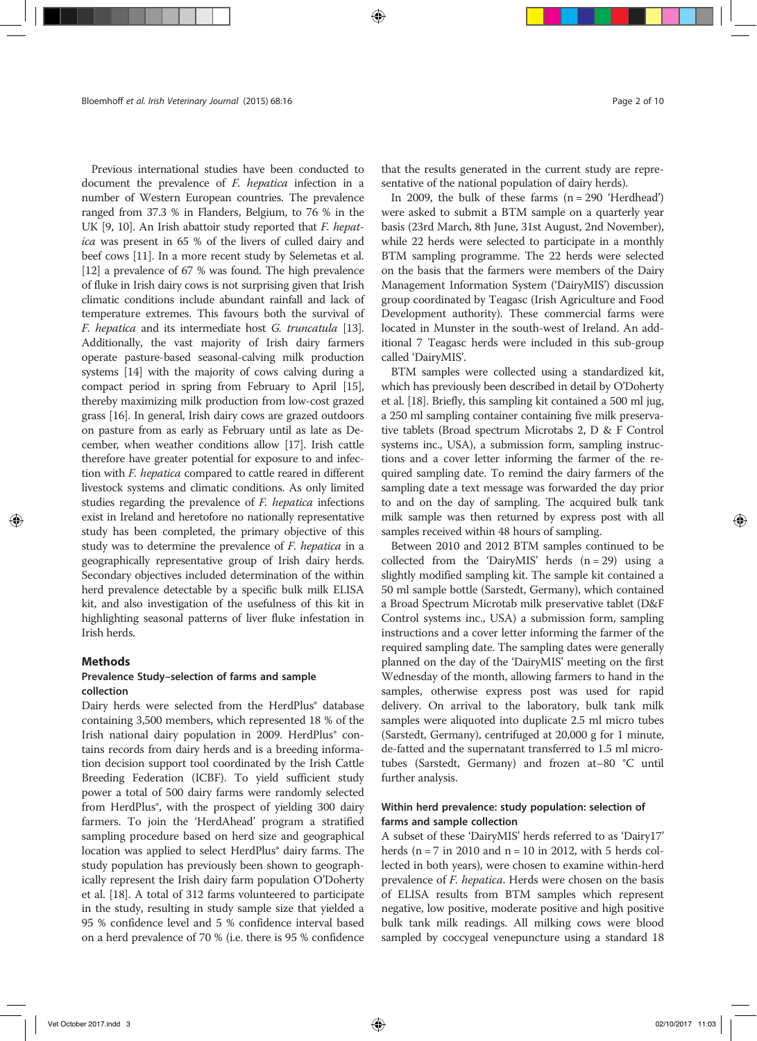Previous international studies have been conducted to document the prevalence of *F. hepatica* infection in a number of Western European countries. The prevalence ranged from 37.3 % in Flanders, Belgium, to 76 % in the UK [9, 10]. An Irish abattoir study reported that *F. hepatica* was present in 65 % of the livers of culled dairy and beef cows [11]. In a more recent study by Selemetas et al. [12] a prevalence of 67 % was found. The high prevalence of fluke in Irish dairy cows is not surprising given that Irish climatic conditions include abundant rainfall and lack of temperature extremes. This favours both the survival of *F. hepatica* and its intermediate host *G. truncatula* [13]. Additionally, the vast majority of Irish dairy farmers operate pasture-based seasonal-calving milk production systems [14] with the majority of cows calving during a compact period in spring from February to April [15], thereby maximizing milk production from low-cost grazed grass [16]. In general, Irish dairy cows are grazed outdoors on pasture from as early as February until as late as December, when weather conditions allow [17]. Irish cattle therefore have greater potential for exposure to and infection with *F. hepatica* compared to cattle reared in different livestock systems and climatic conditions. As only limited studies regarding the prevalence of *F. hepatica* infections exist in Ireland and heretofore no nationally representative study has been completed, the primary objective of this study was to determine the prevalence of *F. hepatica* in a geographically representative group of Irish dairy herds. Secondary objectives included determination of the within herd prevalence detectable by a specific bulk milk ELISA kit, and also investigation of the usefulness of this kit in highlighting seasonal patterns of liver fluke infestation in Irish herds.

## Methods

### Prevalence Study–selection of farms and sample collection

Dairy herds were selected from the HerdPlus® database containing 3,500 members, which represented 18 % of the Irish national dairy population in 2009. HerdPlus® contains records from dairy herds and is a breeding information decision support tool coordinated by the Irish Cattle Breeding Federation (ICBF). To yield sufficient study power a total of 500 dairy farms were randomly selected from HerdPlus®, with the prospect of yielding 300 dairy farmers. To join the 'HerdAhead' program a stratified sampling procedure based on herd size and geographical location was applied to select HerdPlus® dairy farms. The study population has previously been shown to geographically represent the Irish dairy farm population O'Doherty et al. [18]. A total of 312 farms volunteered to participate in the study, resulting in study sample size that yielded a 95 % confidence level and 5 % confidence interval based on a herd prevalence of 70 % (i.e. there is 95 % confidence that the results generated in the current study are representative of the national population of dairy herds).

In 2009, the bulk of these farms (n = 290 'Herdhead') were asked to submit a BTM sample on a quarterly year basis (23rd March, 8th June, 31st August, 2nd November), while 22 herds were selected to participate in a monthly BTM sampling programme. The 22 herds were selected on the basis that the farmers were members of the Dairy Management Information System ('DairyMIS') discussion group coordinated by Teagasc (Irish Agriculture and Food Development authority). These commercial farms were located in Munster in the south-west of Ireland. An additional 7 Teagasc herds were included in this sub-group called 'DairyMIS'.

BTM samples were collected using a standardized kit, which has previously been described in detail by O'Doherty et al. [18]. Briefly, this sampling kit contained a 500 ml jug, a 250 ml sampling container containing five milk preservative tablets (Broad spectrum Microtabs 2, D & F Control systems inc., USA), a submission form, sampling instructions and a cover letter informing the farmer of the required sampling date. To remind the dairy farmers of the sampling date a text message was forwarded the day prior to and on the day of sampling. The acquired bulk tank milk sample was then returned by express post with all samples received within 48 hours of sampling.

Between 2010 and 2012 BTM samples continued to be collected from the 'DairyMIS' herds (n = 29) using a slightly modified sampling kit. The sample kit contained a 50 ml sample bottle (Sarstedt, Germany), which contained a Broad Spectrum Microtab milk preservative tablet (D&F Control systems inc., USA) a submission form, sampling instructions and a cover letter informing the farmer of the required sampling date. The sampling dates were generally planned on the day of the 'DairyMIS' meeting on the first Wednesday of the month, allowing farmers to hand in the samples, otherwise express post was used for rapid delivery. On arrival to the laboratory, bulk tank milk samples were aliquoted into duplicate 2.5 ml micro tubes (Sarstedt, Germany), centrifuged at 20,000 g for 1 minute, de-fatted and the supernatant transferred to 1.5 ml micro-tubes (Sarstedt, Germany) and frozen at–80 °C until further analysis.

### Within herd prevalence: study population: selection of farms and sample collection

A subset of these 'DairyMIS' herds referred to as 'Dairy17' herds (n = 7 in 2010 and n = 10 in 2012, with 5 herds collected in both years), were chosen to examine within-herd prevalence of *F. hepatica*. Herds were chosen on the basis of ELISA results from BTM samples which represent negative, low positive, moderate positive and high positive bulk tank milk readings. All milking cows were blood sampled by coccygeal venepuncture using a standard 18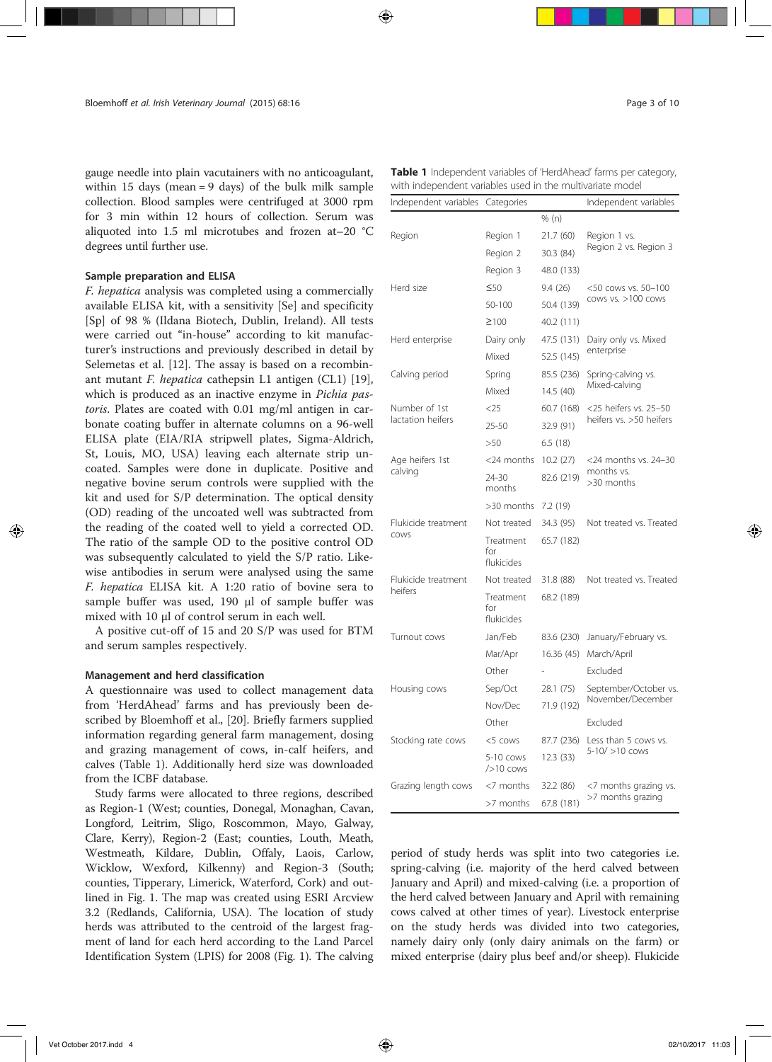gauge needle into plain vacutainers with no anticoagulant, within 15 days (mean = 9 days) of the bulk milk sample collection. Blood samples were centrifuged at 3000 rpm for 3 min within 12 hours of collection. Serum was aliquoted into 1.5 ml microtubes and frozen at–20 °C degrees until further use.

### Sample preparation and ELISA

*F. hepatica* analysis was completed using a commercially available ELISA kit, with a sensitivity [Se] and specificity [Sp] of 98 % (Ildana Biotech, Dublin, Ireland). All tests were carried out "in-house" according to kit manufacturer's instructions and previously described in detail by Selemetas et al. [12]. The assay is based on a recombinant mutant *F. hepatica* cathepsin L1 antigen (CL1) [19], which is produced as an inactive enzyme in *Pichia pastoris*. Plates are coated with 0.01 mg/ml antigen in carbonate coating buffer in alternate columns on a 96-well ELISA plate (EIA/RIA stripwell plates, Sigma-Aldrich, St, Louis, MO, USA) leaving each alternate strip uncoated. Samples were done in duplicate. Positive and negative bovine serum controls were supplied with the kit and used for S/P determination. The optical density (OD) reading of the uncoated well was subtracted from the reading of the coated well to yield a corrected OD. The ratio of the sample OD to the positive control OD was subsequently calculated to yield the S/P ratio. Likewise antibodies in serum were analysed using the same *F. hepatica* ELISA kit. A 1:20 ratio of bovine sera to sample buffer was used, 190 μl of sample buffer was mixed with 10 μl of control serum in each well.

A positive cut-off of 15 and 20 S/P was used for BTM and serum samples respectively.

### Management and herd classification

A questionnaire was used to collect management data from 'HerdAhead' farms and has previously been described by Bloemhoff et al., [20]. Briefly farmers supplied information regarding general farm management, dosing and grazing management of cows, in-calf heifers, and calves (Table 1). Additionally herd size was downloaded from the ICBF database.

Study farms were allocated to three regions, described as Region-1 (West; counties, Donegal, Monaghan, Cavan, Longford, Leitrim, Sligo, Roscommon, Mayo, Galway, Clare, Kerry), Region-2 (East; counties, Louth, Meath, Westmeath, Kildare, Dublin, Offaly, Laois, Carlow, Wicklow, Wexford, Kilkenny) and Region-3 (South; counties, Tipperary, Limerick, Waterford, Cork) and outlined in Fig. 1. The map was created using ESRI Arcview 3.2 (Redlands, California, USA). The location of study herds was attributed to the centroid of the largest fragment of land for each herd according to the Land Parcel Identification System (LPIS) for 2008 (Fig. 1). The calving period of study herds was split into two categories i.e. spring-calving (i.e. majority of the herd calved between January and April) and mixed-calving (i.e. a proportion of the herd calved between January and April with remaining cows calved at other times of year). Livestock enterprise on the study herds was divided into two categories, namely dairy only (only dairy animals on the farm) or mixed enterprise (dairy plus beef and/or sheep). Flukicide

**Table 1** Independent variables of 'HerdAhead' farms per category, with independent variables used in the multivariate model

| Independent variables | Categories | % (n) | Independent variables |
|---|---|---|---|
| Region | Region 1 | 21.7 (60) | Region 1 vs. Region 2 vs. Region 3 |
| | Region 2 | 30.3 (84) | |
| | Region 3 | 48.0 (133) | |
| Herd size | ≤50 | 9.4 (26) | <50 cows vs. 50–100 cows vs. >100 cows |
| | 50-100 | 50.4 (139) | |
| | ≥100 | 40.2 (111) | |
| Herd enterprise | Dairy only | 47.5 (131) | Dairy only vs. Mixed enterprise |
| | Mixed | 52.5 (145) | |
| Calving period | Spring | 85.5 (236) | Spring-calving vs. Mixed-calving |
| | Mixed | 14.5 (40) | |
| Number of 1st lactation heifers | <25 | 60.7 (168) | <25 heifers vs. 25–50 heifers vs. >50 heifers |
| | 25-50 | 32.9 (91) | |
| | >50 | 6.5 (18) | |
| Age heifers 1st calving | <24 months | 10.2 (27) | <24 months vs. 24–30 months vs. >30 months |
| | 24-30 months | 82.6 (219) | |
| | >30 months | 7.2 (19) | |
| Flukicide treatment cows | Not treated | 34.3 (95) | Not treated vs. Treated |
| | Treatment for flukicides | 65.7 (182) | |
| Flukicide treatment heifers | Not treated | 31.8 (88) | Not treated vs. Treated |
| | Treatment for flukicides | 68.2 (189) | |
| Turnout cows | Jan/Feb | 83.6 (230) | January/February vs. March/April |
| | Mar/Apr | 16.36 (45) | |
| | Other | - | Excluded |
| Housing cows | Sep/Oct | 28.1 (75) | September/October vs. November/December |
| | Nov/Dec | 71.9 (192) | |
| | Other | | Excluded |
| Stocking rate cows | <5 cows | 87.7 (236) | Less than 5 cows vs. 5-10/ >10 cows |
| | 5-10 cows />10 cows | 12.3 (33) | |
| Grazing length cows | <7 months | 32.2 (86) | <7 months grazing vs. >7 months grazing |
| | >7 months | 67.8 (181) | |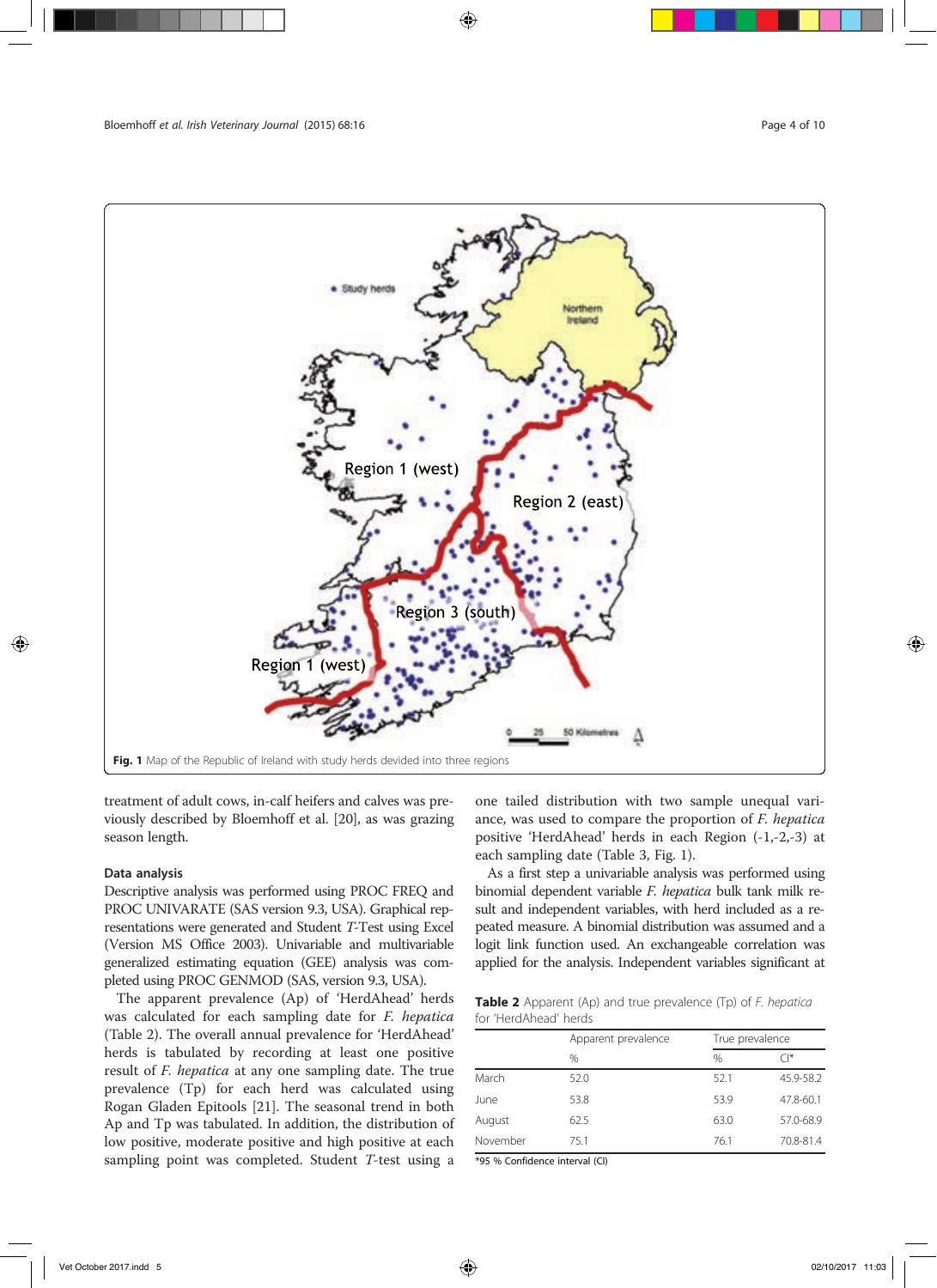Fig. 1 Map of the Republic of Ireland with study herds devided into three regions

treatment of adult cows, in-calf heifers and calves was previously described by Bloemhoff et al. [20], as was grazing season length.

### Data analysis

Descriptive analysis was performed using PROC FREQ and PROC UNIVARATE (SAS version 9.3, USA). Graphical representations were generated and Student *T*-Test using Excel (Version MS Office 2003). Univariable and multivariable generalized estimating equation (GEE) analysis was completed using PROC GENMOD (SAS, version 9.3, USA).

The apparent prevalence (Ap) of 'HerdAhead' herds was calculated for each sampling date for *F. hepatica* (Table 2). The overall annual prevalence for 'HerdAhead' herds is tabulated by recording at least one positive result of *F. hepatica* at any one sampling date. The true prevalence (Tp) for each herd was calculated using Rogan Gladen Epitools [21]. The seasonal trend in both Ap and Tp was tabulated. In addition, the distribution of low positive, moderate positive and high positive at each sampling point was completed. Student *T*-test using a one tailed distribution with two sample unequal variance, was used to compare the proportion of *F. hepatica* positive 'HerdAhead' herds in each Region (-1,-2,-3) at each sampling date (Table 3, Fig. 1).

As a first step a univariable analysis was performed using binomial dependent variable *F. hepatica* bulk tank milk result and independent variables, with herd included as a repeated measure. A binomial distribution was assumed and a logit link function used. An exchangeable correlation was applied for the analysis. Independent variables significant at

**Table 2** Apparent (Ap) and true prevalence (Tp) of *F. hepatica* for 'HerdAhead' herds

| | Apparent prevalence | True prevalence | |
|---|---|---|---|
| | % | % | CI* |
| March | 52.0 | 52.1 | 45.9-58.2 |
| June | 53.8 | 53.9 | 47.8-60.1 |
| August | 62.5 | 63.0 | 57.0-68.9 |
| November | 75.1 | 76.1 | 70.8-81.4 |

*95 % Confidence interval (CI)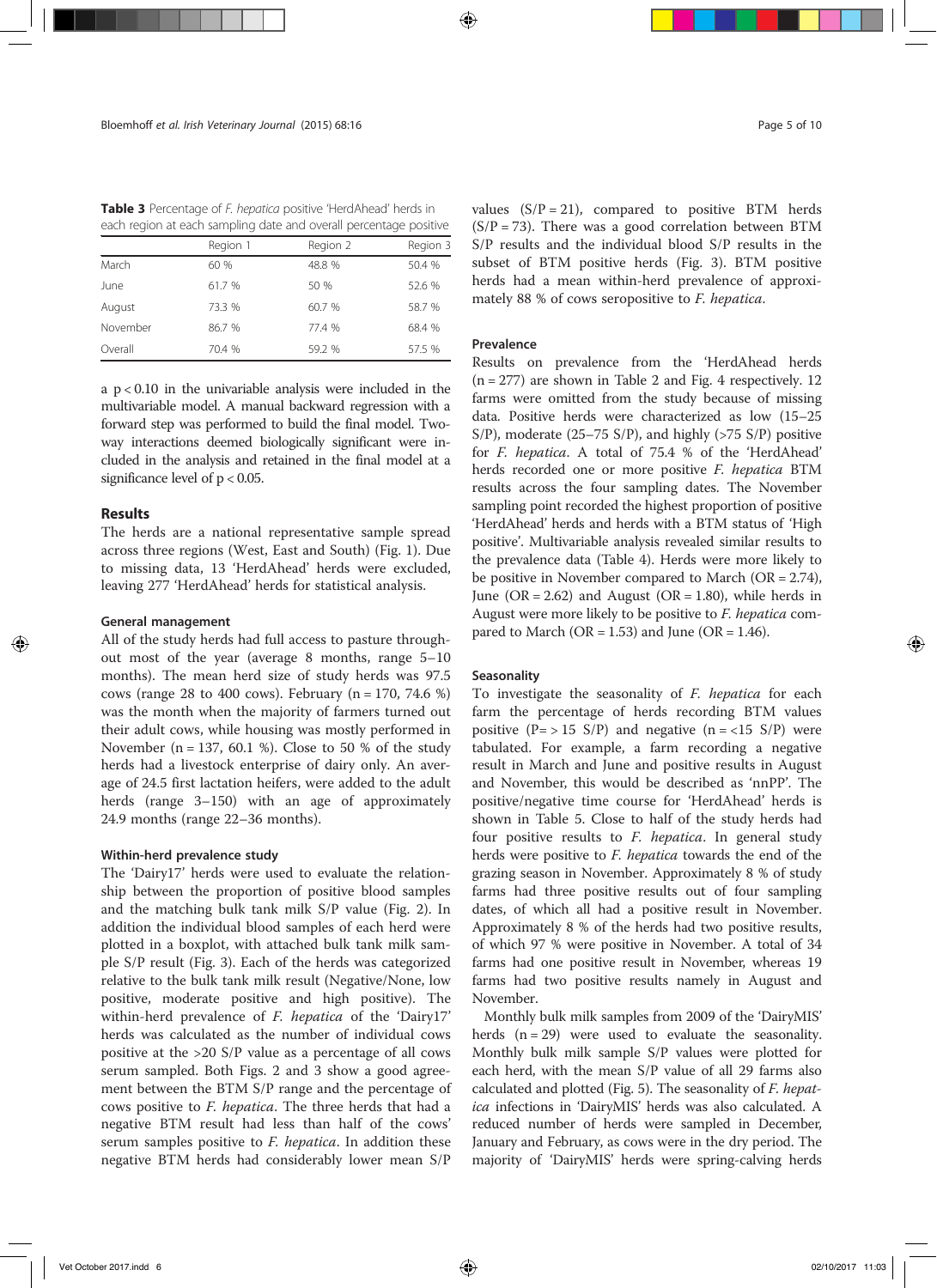**Table 3** Percentage of *F. hepatica* positive 'HerdAhead' herds in each region at each sampling date and overall percentage positive

| | Region 1 | Region 2 | Region 3 |
|---|---|---|---|
| March | 60 % | 48.8 % | 50.4 % |
| June | 61.7 % | 50 % | 52.6 % |
| August | 73.3 % | 60.7 % | 58.7 % |
| November | 86.7 % | 77.4 % | 68.4 % |
| Overall | 70.4 % | 59.2 % | 57.5 % |

a $p < 0.10$ in the univariable analysis were included in the multivariable model. A manual backward regression with a forward step was performed to build the final model. Two-way interactions deemed biologically significant were included in the analysis and retained in the final model at a significance level of $p < 0.05$.

## Results

The herds are a national representative sample spread across three regions (West, East and South) (Fig. 1). Due to missing data, 13 'HerdAhead' herds were excluded, leaving 277 'HerdAhead' herds for statistical analysis.

### General management

All of the study herds had full access to pasture throughout most of the year (average 8 months, range 5–10 months). The mean herd size of study herds was 97.5 cows (range 28 to 400 cows). February (n = 170, 74.6 %) was the month when the majority of farmers turned out their adult cows, while housing was mostly performed in November (n = 137, 60.1 %). Close to 50 % of the study herds had a livestock enterprise of dairy only. An average of 24.5 first lactation heifers, were added to the adult herds (range 3–150) with an age of approximately 24.9 months (range 22–36 months).

### Within-herd prevalence study

The 'Dairy17' herds were used to evaluate the relationship between the proportion of positive blood samples and the matching bulk tank milk S/P value (Fig. 2). In addition the individual blood samples of each herd were plotted in a boxplot, with attached bulk tank milk sample S/P result (Fig. 3). Each of the herds was categorized relative to the bulk tank milk result (Negative/None, low positive, moderate positive and high positive). The within-herd prevalence of *F. hepatica* of the 'Dairy17' herds was calculated as the number of individual cows positive at the >20 S/P value as a percentage of all cows serum sampled. Both Figs. 2 and 3 show a good agreement between the BTM S/P range and the percentage of cows positive to *F. hepatica*. The three herds that had a negative BTM result had less than half of the cows' serum samples positive to *F. hepatica*. In addition these negative BTM herds had considerably lower mean S/P values (S/P = 21), compared to positive BTM herds (S/P = 73). There was a good correlation between BTM S/P results and the individual blood S/P results in the subset of BTM positive herds (Fig. 3). BTM positive herds had a mean within-herd prevalence of approximately 88 % of cows seropositive to *F. hepatica*.

### Prevalence

Results on prevalence from the 'HerdAhead herds (n = 277) are shown in Table 2 and Fig. 4 respectively. 12 farms were omitted from the study because of missing data. Positive herds were characterized as low (15–25 S/P), moderate (25–75 S/P), and highly (>75 S/P) positive for *F. hepatica*. A total of 75.4 % of the 'HerdAhead' herds recorded one or more positive *F. hepatica* BTM results across the four sampling dates. The November sampling point recorded the highest proportion of positive 'HerdAhead' herds and herds with a BTM status of 'High positive'. Multivariable analysis revealed similar results to the prevalence data (Table 4). Herds were more likely to be positive in November compared to March (OR = 2.74), June (OR = 2.62) and August (OR = 1.80), while herds in August were more likely to be positive to *F. hepatica* compared to March (OR = 1.53) and June (OR = 1.46).

### Seasonality

To investigate the seasonality of *F. hepatica* for each farm the percentage of herds recording BTM values positive (P= > 15 S/P) and negative (n = <15 S/P) were tabulated. For example, a farm recording a negative result in March and June and positive results in August and November, this would be described as 'nnPP'. The positive/negative time course for 'HerdAhead' herds is shown in Table 5. Close to half of the study herds had four positive results to *F. hepatica*. In general study herds were positive to *F. hepatica* towards the end of the grazing season in November. Approximately 8 % of study farms had three positive results out of four sampling dates, of which all had a positive result in November. Approximately 8 % of the herds had two positive results, of which 97 % were positive in November. A total of 34 farms had one positive result in November, whereas 19 farms had two positive results namely in August and November.

Monthly bulk milk samples from 2009 of the 'DairyMIS' herds (n = 29) were used to evaluate the seasonality. Monthly bulk milk sample S/P values were plotted for each herd, with the mean S/P value of all 29 farms also calculated and plotted (Fig. 5). The seasonality of *F. hepatica* infections in 'DairyMIS' herds was also calculated. A reduced number of herds were sampled in December, January and February, as cows were in the dry period. The majority of 'DairyMIS' herds were spring-calving herds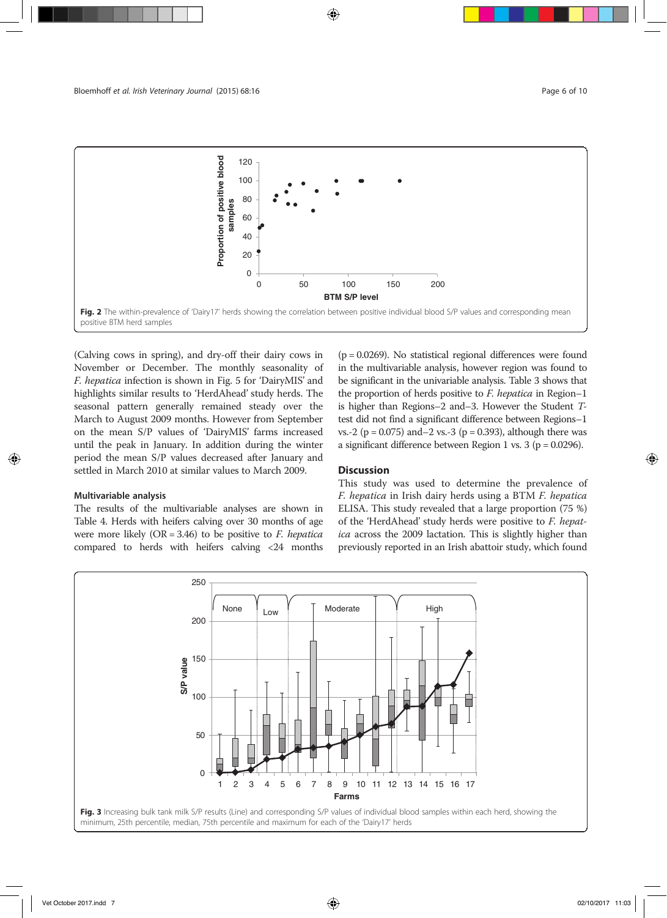Fig. 2 The within-prevalence of 'Dairy17' herds showing the correlation between positive individual blood S/P values and corresponding mean positive BTM herd samples

(Calving cows in spring), and dry-off their dairy cows in November or December. The monthly seasonality of *F. hepatica* infection is shown in Fig. 5 for 'DairyMIS' and highlights similar results to 'HerdAhead' study herds. The seasonal pattern generally remained steady over the March to August 2009 months. However from September on the mean S/P values of 'DairyMIS' farms increased until the peak in January. In addition during the winter period the mean S/P values decreased after January and settled in March 2010 at similar values to March 2009.

#### Multivariable analysis

The results of the multivariable analyses are shown in Table 4. Herds with heifers calving over 30 months of age were more likely (OR = 3.46) to be positive to *F. hepatica* compared to herds with heifers calving <24 months ($p = 0.0269$). No statistical regional differences were found in the multivariable analysis, however region was found to be significant in the univariable analysis. Table 3 shows that the proportion of herds positive to *F. hepatica* in Region–1 is higher than Regions–2 and–3. However the Student *T*-test did not find a significant difference between Regions–1 vs.-2 ($p = 0.075$) and–2 vs.-3 ($p = 0.393$), although there was a significant difference between Region 1 vs. 3 ($p = 0.0296$).

## Discussion

This study was used to determine the prevalence of *F. hepatica* in Irish dairy herds using a BTM *F. hepatica* ELISA. This study revealed that a large proportion (75 %) of the 'HerdAhead' study herds were positive to *F. hepatica* across the 2009 lactation. This is slightly higher than previously reported in an Irish abattoir study, which found

Fig. 3 Increasing bulk tank milk S/P results (Line) and corresponding S/P values of individual blood samples within each herd, showing the minimum, 25th percentile, median, 75th percentile and maximum for each of the 'Dairy17' herds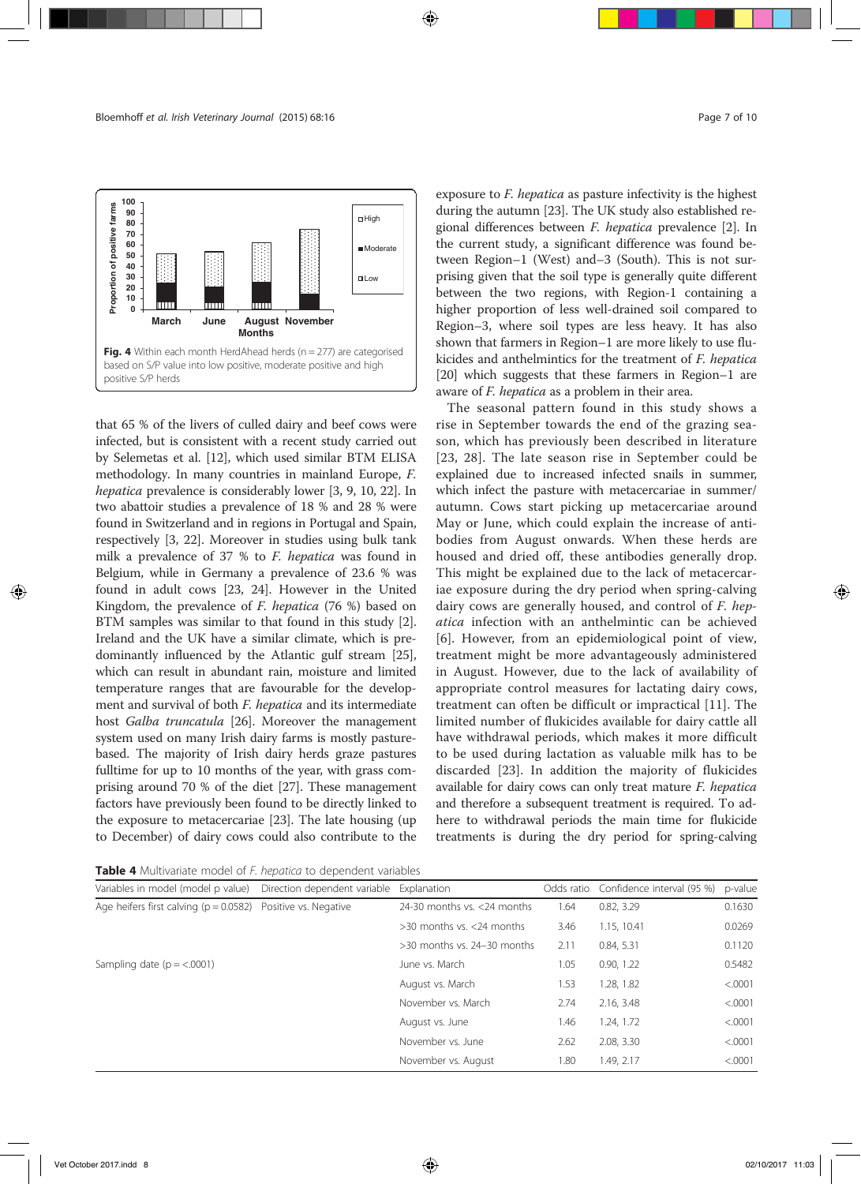Fig. 4 Within each month HerdAhead herds (n = 277) are categorised based on S/P value into low positive, moderate positive and high positive S/P herds

that 65 % of the livers of culled dairy and beef cows were infected, but is consistent with a recent study carried out by Selemetas et al. [12], which used similar BTM ELISA methodology. In many countries in mainland Europe, *F. hepatica* prevalence is considerably lower [3, 9, 10, 22]. In two abattoir studies a prevalence of 18 % and 28 % were found in Switzerland and in regions in Portugal and Spain, respectively [3, 22]. Moreover in studies using bulk tank milk a prevalence of 37 % to *F. hepatica* was found in Belgium, while in Germany a prevalence of 23.6 % was found in adult cows [23, 24]. However in the United Kingdom, the prevalence of *F. hepatica* (76 %) based on BTM samples was similar to that found in this study [2]. Ireland and the UK have a similar climate, which is predominantly influenced by the Atlantic gulf stream [25], which can result in abundant rain, moisture and limited temperature ranges that are favourable for the development and survival of both *F. hepatica* and its intermediate host *Galba truncatula* [26]. Moreover the management system used on many Irish dairy farms is mostly pasture-based. The majority of Irish dairy herds graze pastures fulltime for up to 10 months of the year, with grass comprising around 70 % of the diet [27]. These management factors have previously been found to be directly linked to the exposure to metacercariae [23]. The late housing (up to December) of dairy cows could also contribute to the exposure to *F. hepatica* as pasture infectivity is the highest during the autumn [23]. The UK study also established regional differences between *F. hepatica* prevalence [2]. In the current study, a significant difference was found between Region–1 (West) and–3 (South). This is not surprising given that the soil type is generally quite different between the two regions, with Region-1 containing a higher proportion of less well-drained soil compared to Region–3, where soil types are less heavy. It has also shown that farmers in Region–1 are more likely to use flukicides and anthelmintics for the treatment of *F. hepatica* [20] which suggests that these farmers in Region–1 are aware of *F. hepatica* as a problem in their area.

The seasonal pattern found in this study shows a rise in September towards the end of the grazing season, which has previously been described in literature [23, 28]. The late season rise in September could be explained due to increased infected snails in summer, which infect the pasture with metacercariae in summer/autumn. Cows start picking up metacercariae around May or June, which could explain the increase of antibodies from August onwards. When these herds are housed and dried off, these antibodies generally drop. This might be explained due to the lack of metacercariae exposure during the dry period when spring-calving dairy cows are generally housed, and control of *F. hepatica* infection with an anthelmintic can be achieved [6]. However, from an epidemiological point of view, treatment might be more advantageously administered in August. However, due to the lack of availability of appropriate control measures for lactating dairy cows, treatment can often be difficult or impractical [11]. The limited number of flukicides available for dairy cattle all have withdrawal periods, which makes it more difficult to be used during lactation as valuable milk has to be discarded [23]. In addition the majority of flukicides available for dairy cows can only treat mature *F. hepatica* and therefore a subsequent treatment is required. To adhere to withdrawal periods the main time for flukicide treatments is during the dry period for spring-calving

**Table 4** Multivariate model of *F. hepatica* to dependent variables

| Variables in model (model p value) | Direction dependent variable | Explanation | Odds ratio | Confidence interval (95 %) | p-value |
|---|---|---|---|---|---|
| Age heifers first calving (p = 0.0582) | Positive vs. Negative | 24-30 months vs. <24 months | 1.64 | 0.82, 3.29 | 0.1630 |
| | | >30 months vs. <24 months | 3.46 | 1.15, 10.41 | 0.0269 |
| | | >30 months vs. 24–30 months | 2.11 | 0.84, 5.31 | 0.1120 |
| Sampling date (p = <.0001) | | June vs. March | 1.05 | 0.90, 1.22 | 0.5482 |
| | | August vs. March | 1.53 | 1.28, 1.82 | <.0001 |
| | | November vs. March | 2.74 | 2.16, 3.48 | <.0001 |
| | | August vs. June | 1.46 | 1.24, 1.72 | <.0001 |
| | | November vs. June | 2.62 | 2.08, 3.30 | <.0001 |
| | | November vs. August | 1.80 | 1.49, 2.17 | <.0001 |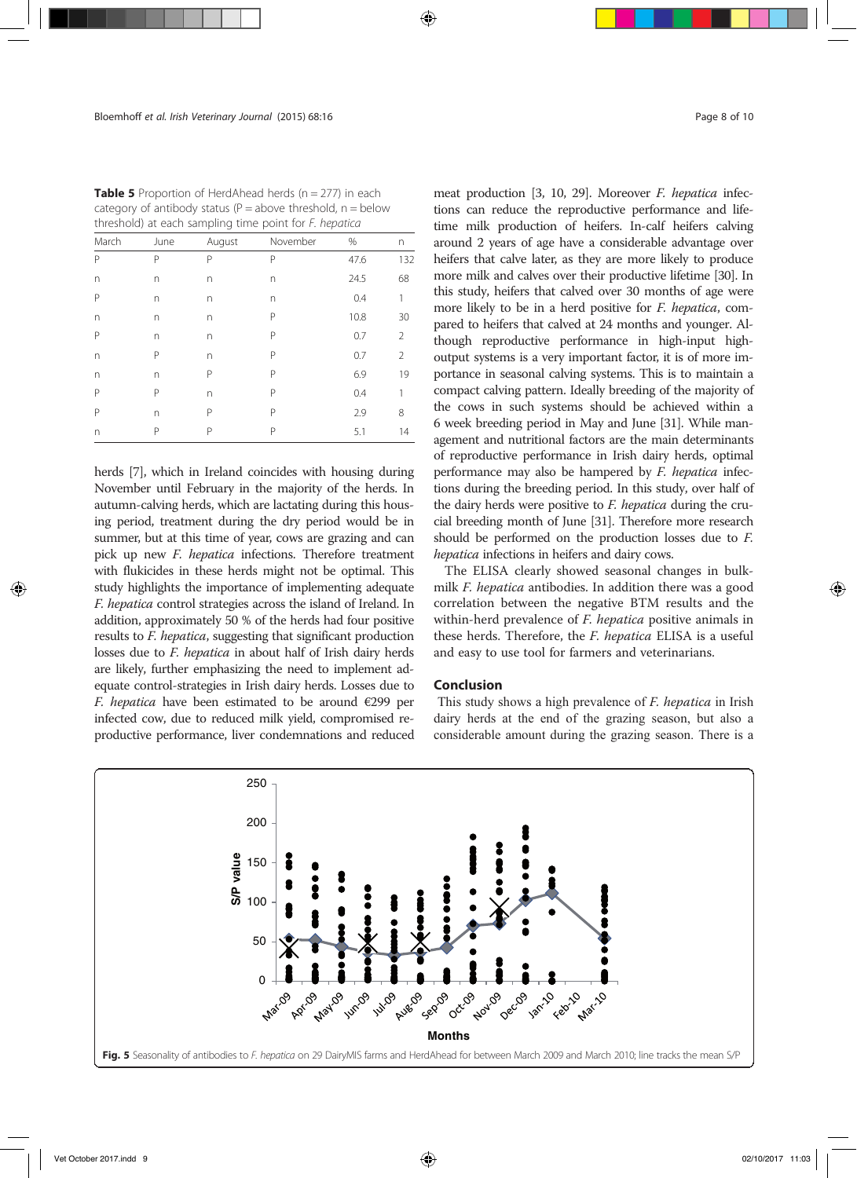**Table 5** Proportion of HerdAhead herds (n = 277) in each category of antibody status (P = above threshold, n = below threshold) at each sampling time point for *F. hepatica*

| March | June | August | November | % | n |
|---|---|---|---|---|---|
| P | P | P | P | 47.6 | 132 |
| n | n | n | n | 24.5 | 68 |
| P | n | n | n | 0.4 | 1 |
| n | n | n | P | 10.8 | 30 |
| P | n | n | P | 0.7 | 2 |
| n | P | n | P | 0.7 | 2 |
| n | n | P | P | 6.9 | 19 |
| P | P | n | P | 0.4 | 1 |
| P | n | P | P | 2.9 | 8 |
| n | P | P | P | 5.1 | 14 |

herds [7], which in Ireland coincides with housing during November until February in the majority of the herds. In autumn-calving herds, which are lactating during this housing period, treatment during the dry period would be in summer, but at this time of year, cows are grazing and can pick up new *F. hepatica* infections. Therefore treatment with flukicides in these herds might not be optimal. This study highlights the importance of implementing adequate *F. hepatica* control strategies across the island of Ireland. In addition, approximately 50 % of the herds had four positive results to *F. hepatica*, suggesting that significant production losses due to *F. hepatica* in about half of Irish dairy herds are likely, further emphasizing the need to implement adequate control-strategies in Irish dairy herds. Losses due to *F. hepatica* have been estimated to be around €299 per infected cow, due to reduced milk yield, compromised reproductive performance, liver condemnations and reduced meat production [3, 10, 29]. Moreover *F. hepatica* infections can reduce the reproductive performance and lifetime milk production of heifers. In-calf heifers calving around 2 years of age have a considerable advantage over heifers that calve later, as they are more likely to produce more milk and calves over their productive lifetime [30]. In this study, heifers that calved over 30 months of age were more likely to be in a herd positive for *F. hepatica*, compared to heifers that calved at 24 months and younger. Although reproductive performance in high-input high-output systems is a very important factor, it is of more importance in seasonal calving systems. This is to maintain a compact calving pattern. Ideally breeding of the majority of the cows in such systems should be achieved within a 6 week breeding period in May and June [31]. While management and nutritional factors are the main determinants of reproductive performance in Irish dairy herds, optimal performance may also be hampered by *F. hepatica* infections during the breeding period. In this study, over half of the dairy herds were positive to *F. hepatica* during the crucial breeding month of June [31]. Therefore more research should be performed on the production losses due to *F. hepatica* infections in heifers and dairy cows.

The ELISA clearly showed seasonal changes in bulk-milk *F. hepatica* antibodies. In addition there was a good correlation between the negative BTM results and the within-herd prevalence of *F. hepatica* positive animals in these herds. Therefore, the *F. hepatica* ELISA is a useful and easy to use tool for farmers and veterinarians.

## Conclusion

This study shows a high prevalence of *F. hepatica* in Irish dairy herds at the end of the grazing season, but also a considerable amount during the grazing season. There is a

**Fig. 5** Seasonality of antibodies to *F. hepatica* on 29 DairyMIS farms and HerdAhead for between March 2009 and March 2010; line tracks the mean S/P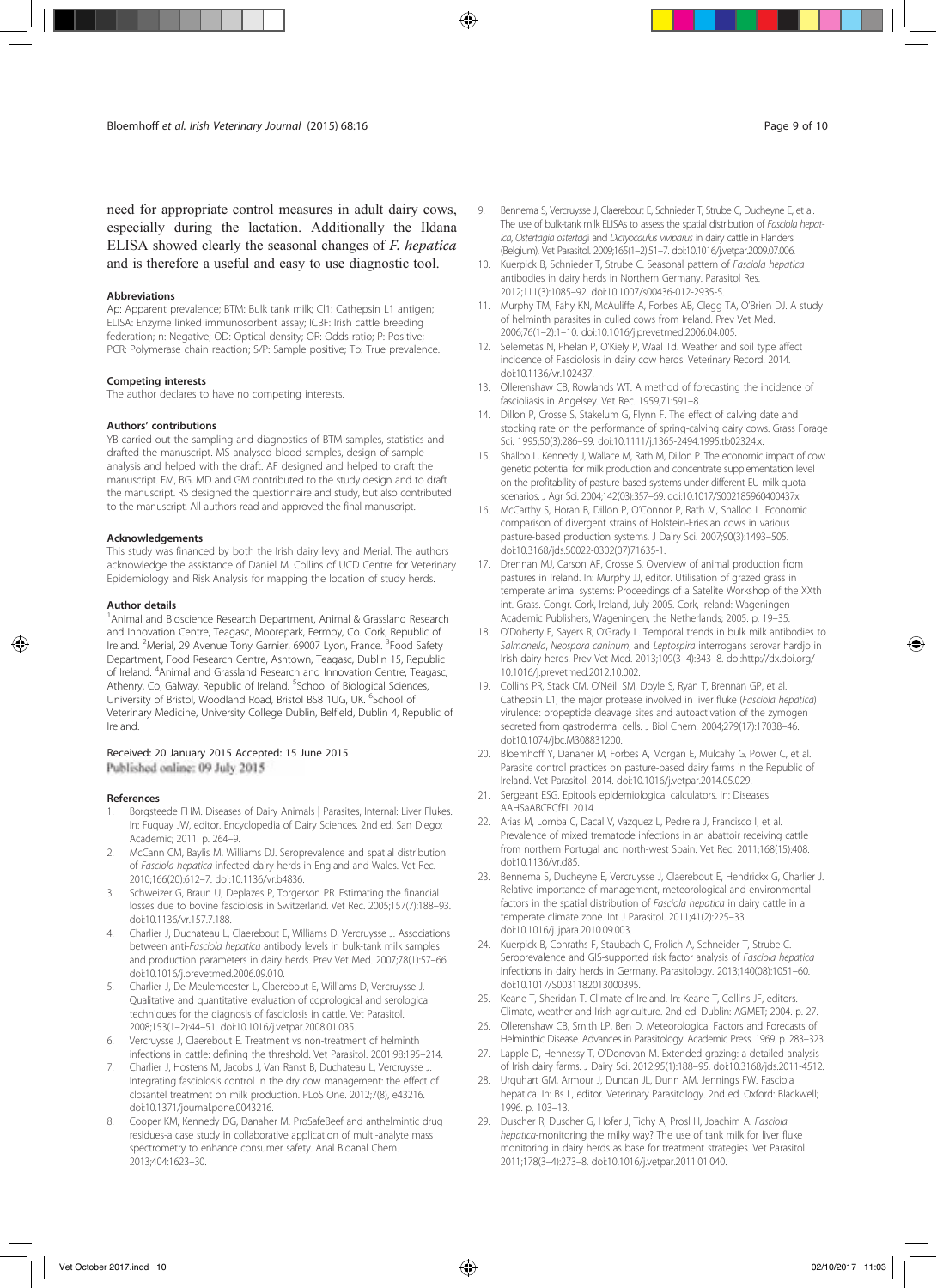need for appropriate control measures in adult dairy cows, especially during the lactation. Additionally the Ildana ELISA showed clearly the seasonal changes of *F. hepatica* and is therefore a useful and easy to use diagnostic tool.

### Abbreviations

Ap: Apparent prevalence; BTM: Bulk tank milk; Cl1: Cathepsin L1 antigen; ELISA: Enzyme linked immunosorbent assay; ICBF: Irish cattle breeding federation; n: Negative; OD: Optical density; OR: Odds ratio; P: Positive; PCR: Polymerase chain reaction; S/P: Sample positive; Tp: True prevalence.

### Competing interests

The author declares to have no competing interests.

### Authors' contributions

YB carried out the sampling and diagnostics of BTM samples, statistics and drafted the manuscript. MS analysed blood samples, design of sample analysis and helped with the draft. AF designed and helped to draft the manuscript. EM, BG, MD and GM contributed to the study design and to draft the manuscript. RS designed the questionnaire and study, but also contributed to the manuscript. All authors read and approved the final manuscript.

### Acknowledgements

This study was financed by both the Irish dairy levy and Merial. The authors acknowledge the assistance of Daniel M. Collins of UCD Centre for Veterinary Epidemiology and Risk Analysis for mapping the location of study herds.

### Author details

[1]Animal and Bioscience Research Department, Animal & Grassland Research and Innovation Centre, Teagasc, Moorepark, Fermoy, Co. Cork, Republic of Ireland. [2]Merial, 29 Avenue Tony Garnier, 69007 Lyon, France. [3]Food Safety Department, Food Research Centre, Ashtown, Teagasc, Dublin 15, Republic of Ireland. [4]Animal and Grassland Research and Innovation Centre, Teagasc, Athenry, Co, Galway, Republic of Ireland. [5]School of Biological Sciences, University of Bristol, Woodland Road, Bristol BS8 1UG, UK. [6]School of Veterinary Medicine, University College Dublin, Belfield, Dublin 4, Republic of Ireland.

Received: 20 January 2015 Accepted: 15 June 2015
Published online: 09 July 2015

### References

1. Borgsteede FHM. Diseases of Dairy Animals | Parasites, Internal: Liver Flukes. In: Fuquay JW, editor. Encyclopedia of Dairy Sciences. 2nd ed. San Diego: Academic; 2011. p. 264–9.
2. McCann CM, Baylis M, Williams DJ. Seroprevalence and spatial distribution of *Fasciola hepatica*-infected dairy herds in England and Wales. Vet Rec. 2010;166(20):612–7. doi:10.1136/vr.b4836.
3. Schweizer G, Braun U, Deplazes P, Torgerson PR. Estimating the financial losses due to bovine fasciolosis in Switzerland. Vet Rec. 2005;157(7):188–93. doi:10.1136/vr.157.7.188.
4. Charlier J, Duchateau L, Claerebout E, Williams D, Vercruysse J. Associations between anti-*Fasciola hepatica* antibody levels in bulk-tank milk samples and production parameters in dairy herds. Prev Vet Med. 2007;78(1):57–66. doi:10.1016/j.prevetmed.2006.09.010.
5. Charlier J, De Meulemeester L, Claerebout E, Williams D, Vercruysse J. Qualitative and quantitative evaluation of coprological and serological techniques for the diagnosis of fasciolosis in cattle. Vet Parasitol. 2008;153(1–2):44–51. doi:10.1016/j.vetpar.2008.01.035.
6. Vercruysse J, Claerebout E. Treatment vs non-treatment of helminth infections in cattle: defining the threshold. Vet Parasitol. 2001;98:195–214.
7. Charlier J, Hostens M, Jacobs J, Van Ranst B, Duchateau L, Vercruysse J. Integrating fasciolosis control in the dry cow management: the effect of closantel treatment on milk production. PLoS One. 2012;7(8), e43216. doi:10.1371/journal.pone.0043216.
8. Cooper KM, Kennedy DG, Danaher M. ProSafeBeef and anthelmintic drug residues-a case study in collaborative application of multi-analyte mass spectrometry to enhance consumer safety. Anal Bioanal Chem. 2013;404:1623–30.
9. Bennema S, Vercruysse J, Claerebout E, Schnieder T, Strube C, Ducheyne E, et al. The use of bulk-tank milk ELISAs to assess the spatial distribution of *Fasciola hepatica*, *Ostertagia ostertagi* and *Dictyocaulus viviparus* in dairy cattle in Flanders (Belgium). Vet Parasitol. 2009;165(1–2):51–7. doi:10.1016/j.vetpar.2009.07.006.
10. Kuerpick B, Schnieder T, Strube C. Seasonal pattern of *Fasciola hepatica* antibodies in dairy herds in Northern Germany. Parasitol Res. 2012;111(3):1085–92. doi:10.1007/s00436-012-2935-5.
11. Murphy TM, Fahy KN, McAuliffe A, Forbes AB, Clegg TA, O'Brien DJ. A study of helminth parasites in culled cows from Ireland. Prev Vet Med. 2006;76(1–2):1–10. doi:10.1016/j.prevetmed.2006.04.005.
12. Selemetas N, Phelan P, O'Kiely P, Waal Td. Weather and soil type affect incidence of Fasciolosis in dairy cow herds. Veterinary Record. 2014. doi:10.1136/vr.102437.
13. Ollerenshaw CB, Rowlands WT. A method of forecasting the incidence of fascioliasis in Angelsey. Vet Rec. 1959;71:591–8.
14. Dillon P, Crosse S, Stakelum G, Flynn F. The effect of calving date and stocking rate on the performance of spring-calving dairy cows. Grass Forage Sci. 1995;50(3):286–99. doi:10.1111/j.1365-2494.1995.tb02324.x.
15. Shalloo L, Kennedy J, Wallace M, Rath M, Dillon P. The economic impact of cow genetic potential for milk production and concentrate supplementation level on the profitability of pasture based systems under different EU milk quota scenarios. J Agr Sci. 2004;142(03):357–69. doi:10.1017/S002185960400437x.
16. McCarthy S, Horan B, Dillon P, O'Connor P, Rath M, Shalloo L. Economic comparison of divergent strains of Holstein-Friesian cows in various pasture-based production systems. J Dairy Sci. 2007;90(3):1493–505. doi:10.3168/jds.S0022-0302(07)71635-1.
17. Drennan MJ, Carson AF, Crosse S. Overview of animal production from pastures in Ireland. In: Murphy JJ, editor. Utilisation of grazed grass in temperate animal systems: Proceedings of a Satelite Workshop of the XXth int. Grass. Congr. Cork, Ireland, July 2005. Cork, Ireland: Wageningen Academic Publishers, Wageningen, the Netherlands; 2005. p. 19–35.
18. O'Doherty E, Sayers R, O'Grady L. Temporal trends in bulk milk antibodies to *Salmonella*, *Neospora caninum*, and *Leptospira* interrogans serovar hardjo in Irish dairy herds. Prev Vet Med. 2013;109(3–4):343–8. doi:http://dx.doi.org/10.1016/j.prevetmed.2012.10.002.
19. Collins PR, Stack CM, O'Neill SM, Doyle S, Ryan T, Brennan GP, et al. Cathepsin L1, the major protease involved in liver fluke (*Fasciola hepatica*) virulence: propeptide cleavage sites and autoactivation of the zymogen secreted from gastrodermal cells. J Biol Chem. 2004;279(17):17038–46. doi:10.1074/jbc.M308831200.
20. Bloemhoff Y, Danaher M, Forbes A, Morgan E, Mulcahy G, Power C, et al. Parasite control practices on pasture-based dairy farms in the Republic of Ireland. Vet Parasitol. 2014. doi:10.1016/j.vetpar.2014.05.029.
21. Sergeant ESG. Epitools epidemiological calculators. In: Diseases AAHSaABCRCfEI. 2014.
22. Arias M, Lomba C, Dacal V, Vazquez L, Pedreira J, Francisco I, et al. Prevalence of mixed trematode infections in an abattoir receiving cattle from northern Portugal and north-west Spain. Vet Rec. 2011;168(15):408. doi:10.1136/vr.d85.
23. Bennema S, Ducheyne E, Vercruysse J, Claerebout E, Hendrickx G, Charlier J. Relative importance of management, meteorological and environmental factors in the spatial distribution of *Fasciola hepatica* in dairy cattle in a temperate climate zone. Int J Parasitol. 2011;41(2):225–33. doi:10.1016/j.ijpara.2010.09.003.
24. Kuerpick B, Conraths F, Staubach C, Frolich A, Schnieder T, Strube C. Seroprevalence and GIS-supported risk factor analysis of *Fasciola hepatica* infections in dairy herds in Germany. Parasitology. 2013;140(08):1051–60. doi:10.1017/S0031182013000395.
25. Keane T, Sheridan T. Climate of Ireland. In: Keane T, Collins JF, editors. Climate, weather and Irish agriculture. 2nd ed. Dublin: AGMET; 2004. p. 27.
26. Ollerenshaw CB, Smith LP, Ben D. Meteorological Factors and Forecasts of Helminthic Disease. Advances in Parasitology. Academic Press. 1969. p. 283–323.
27. Lapple D, Hennessy T, O'Donovan M. Extended grazing: a detailed analysis of Irish dairy farms. J Dairy Sci. 2012;95(1):188–95. doi:10.3168/jds.2011-4512.
28. Urquhart GM, Armour J, Duncan JL, Dunn AM, Jennings FW. Fasciola hepatica. In: Bs L, editor. Veterinary Parasitology. 2nd ed. Oxford: Blackwell; 1996. p. 103–13.
29. Duscher R, Duscher G, Hofer J, Tichy A, Prosl H, Joachim A. *Fasciola hepatica*-monitoring the milky way? The use of tank milk for liver fluke monitoring in dairy herds as base for treatment strategies. Vet Parasitol. 2011;178(3–4):273–8. doi:10.1016/j.vetpar.2011.01.040.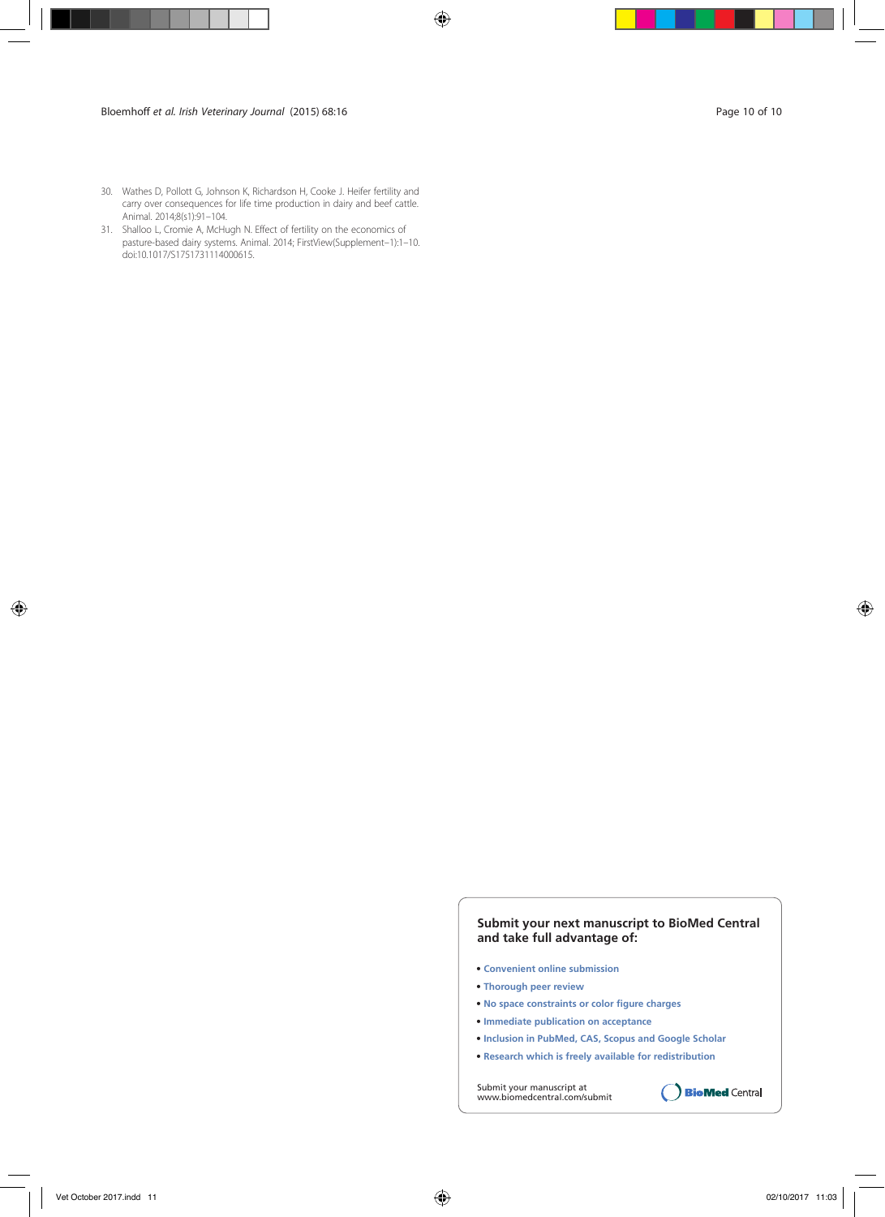30. Wathes D, Pollott G, Johnson K, Richardson H, Cooke J. Heifer fertility and carry over consequences for life time production in dairy and beef cattle. Animal. 2014;8(s1):91–104.
31. Shalloo L, Cromie A, McHugh N. Effect of fertility on the economics of pasture-based dairy systems. Animal. 2014; FirstView(Supplement–1):1–10. doi:10.1017/S1751731114000615.

**Submit your next manuscript to BioMed Central and take full advantage of:**

- **Convenient online submission**
- **Thorough peer review**
- **No space constraints or color figure charges**
- **Immediate publication on acceptance**
- **Inclusion in PubMed, CAS, Scopus and Google Scholar**
- **Research which is freely available for redistribution**

Submit your manuscript at
www.biomedcentral.com/submit

BioMed Central